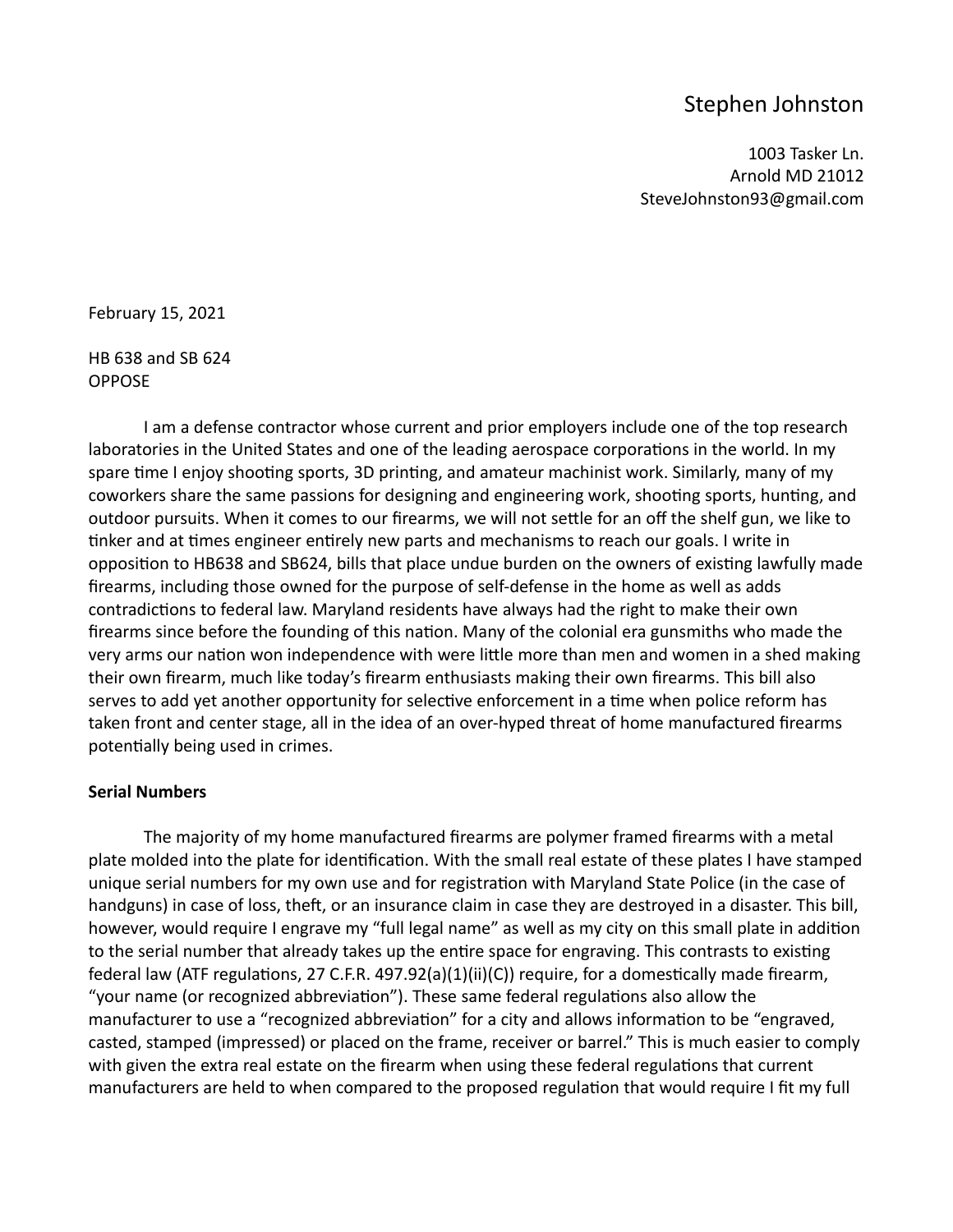# Stephen Johnston

1003 Tasker Ln.
Arnold MD 21012
SteveJohnston93@gmail.com

February 15, 2021

HB 638 and SB 624
OPPOSE

I am a defense contractor whose current and prior employers include one of the top research laboratories in the United States and one of the leading aerospace corporations in the world. In my spare time I enjoy shooting sports, 3D printing, and amateur machinist work. Similarly, many of my coworkers share the same passions for designing and engineering work, shooting sports, hunting, and outdoor pursuits. When it comes to our firearms, we will not settle for an off the shelf gun, we like to tinker and at times engineer entirely new parts and mechanisms to reach our goals. I write in opposition to HB638 and SB624, bills that place undue burden on the owners of existing lawfully made firearms, including those owned for the purpose of self-defense in the home as well as adds contradictions to federal law. Maryland residents have always had the right to make their own firearms since before the founding of this nation. Many of the colonial era gunsmiths who made the very arms our nation won independence with were little more than men and women in a shed making their own firearm, much like today's firearm enthusiasts making their own firearms. This bill also serves to add yet another opportunity for selective enforcement in a time when police reform has taken front and center stage, all in the idea of an over-hyped threat of home manufactured firearms potentially being used in crimes.

**Serial Numbers**

The majority of my home manufactured firearms are polymer framed firearms with a metal plate molded into the plate for identification. With the small real estate of these plates I have stamped unique serial numbers for my own use and for registration with Maryland State Police (in the case of handguns) in case of loss, theft, or an insurance claim in case they are destroyed in a disaster. This bill, however, would require I engrave my "full legal name" as well as my city on this small plate in addition to the serial number that already takes up the entire space for engraving. This contrasts to existing federal law (ATF regulations, 27 C.F.R. 497.92(a)(1)(ii)(C)) require, for a domestically made firearm, "your name (or recognized abbreviation"). These same federal regulations also allow the manufacturer to use a "recognized abbreviation" for a city and allows information to be "engraved, casted, stamped (impressed) or placed on the frame, receiver or barrel." This is much easier to comply with given the extra real estate on the firearm when using these federal regulations that current manufacturers are held to when compared to the proposed regulation that would require I fit my full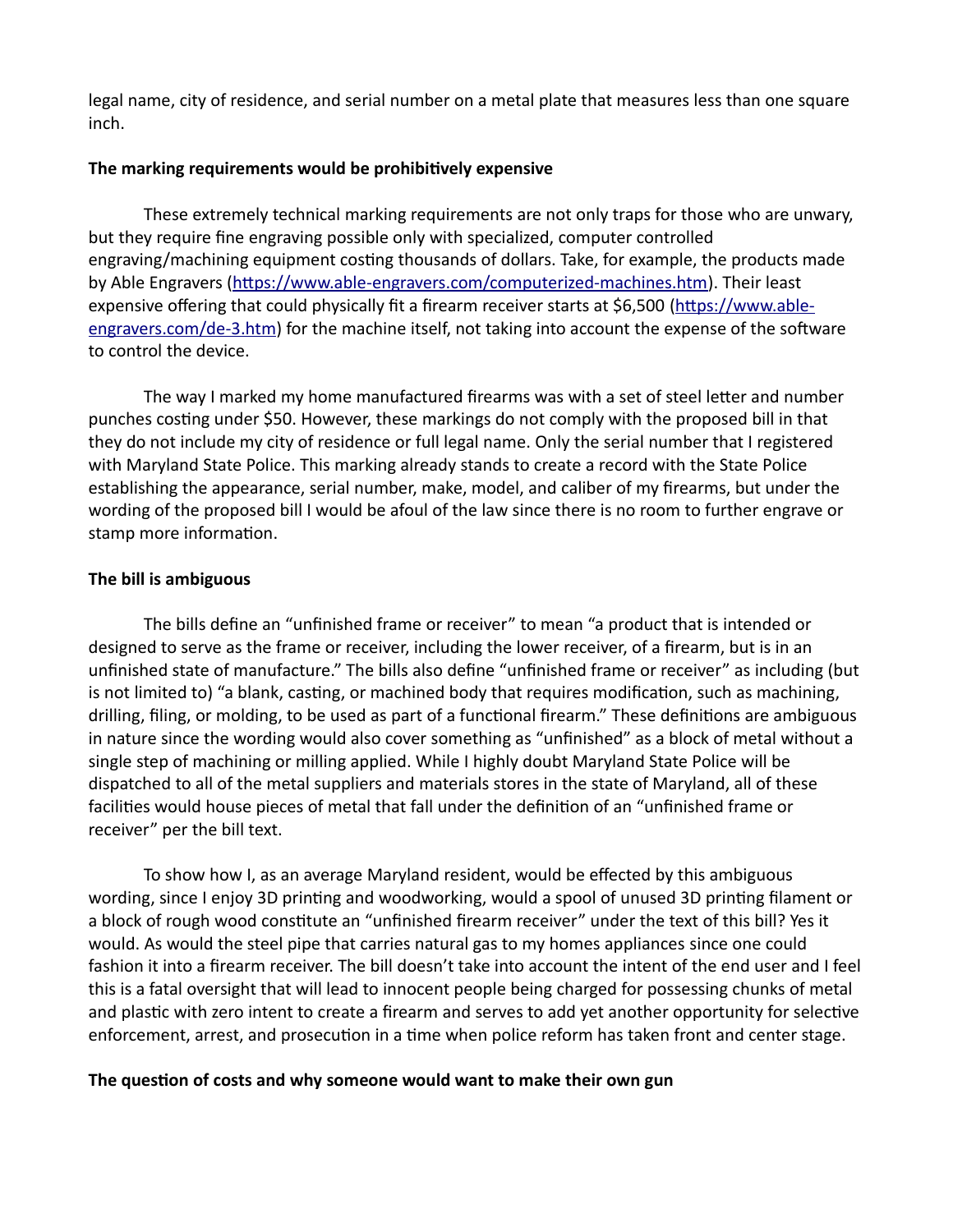legal name, city of residence, and serial number on a metal plate that measures less than one square inch.

**The marking requirements would be prohibitively expensive**

These extremely technical marking requirements are not only traps for those who are unwary, but they require fine engraving possible only with specialized, computer controlled engraving/machining equipment costing thousands of dollars. Take, for example, the products made by Able Engravers (https://www.able-engravers.com/computerized-machines.htm). Their least expensive offering that could physically fit a firearm receiver starts at $6,500 (https://www.able-engravers.com/de-3.htm) for the machine itself, not taking into account the expense of the software to control the device.

The way I marked my home manufactured firearms was with a set of steel letter and number punches costing under $50. However, these markings do not comply with the proposed bill in that they do not include my city of residence or full legal name. Only the serial number that I registered with Maryland State Police. This marking already stands to create a record with the State Police establishing the appearance, serial number, make, model, and caliber of my firearms, but under the wording of the proposed bill I would be afoul of the law since there is no room to further engrave or stamp more information.

**The bill is ambiguous**

The bills define an "unfinished frame or receiver" to mean "a product that is intended or designed to serve as the frame or receiver, including the lower receiver, of a firearm, but is in an unfinished state of manufacture." The bills also define "unfinished frame or receiver" as including (but is not limited to) "a blank, casting, or machined body that requires modification, such as machining, drilling, filing, or molding, to be used as part of a functional firearm." These definitions are ambiguous in nature since the wording would also cover something as "unfinished" as a block of metal without a single step of machining or milling applied. While I highly doubt Maryland State Police will be dispatched to all of the metal suppliers and materials stores in the state of Maryland, all of these facilities would house pieces of metal that fall under the definition of an "unfinished frame or receiver" per the bill text.

To show how I, as an average Maryland resident, would be effected by this ambiguous wording, since I enjoy 3D printing and woodworking, would a spool of unused 3D printing filament or a block of rough wood constitute an "unfinished firearm receiver" under the text of this bill? Yes it would. As would the steel pipe that carries natural gas to my homes appliances since one could fashion it into a firearm receiver. The bill doesn't take into account the intent of the end user and I feel this is a fatal oversight that will lead to innocent people being charged for possessing chunks of metal and plastic with zero intent to create a firearm and serves to add yet another opportunity for selective enforcement, arrest, and prosecution in a time when police reform has taken front and center stage.

**The question of costs and why someone would want to make their own gun**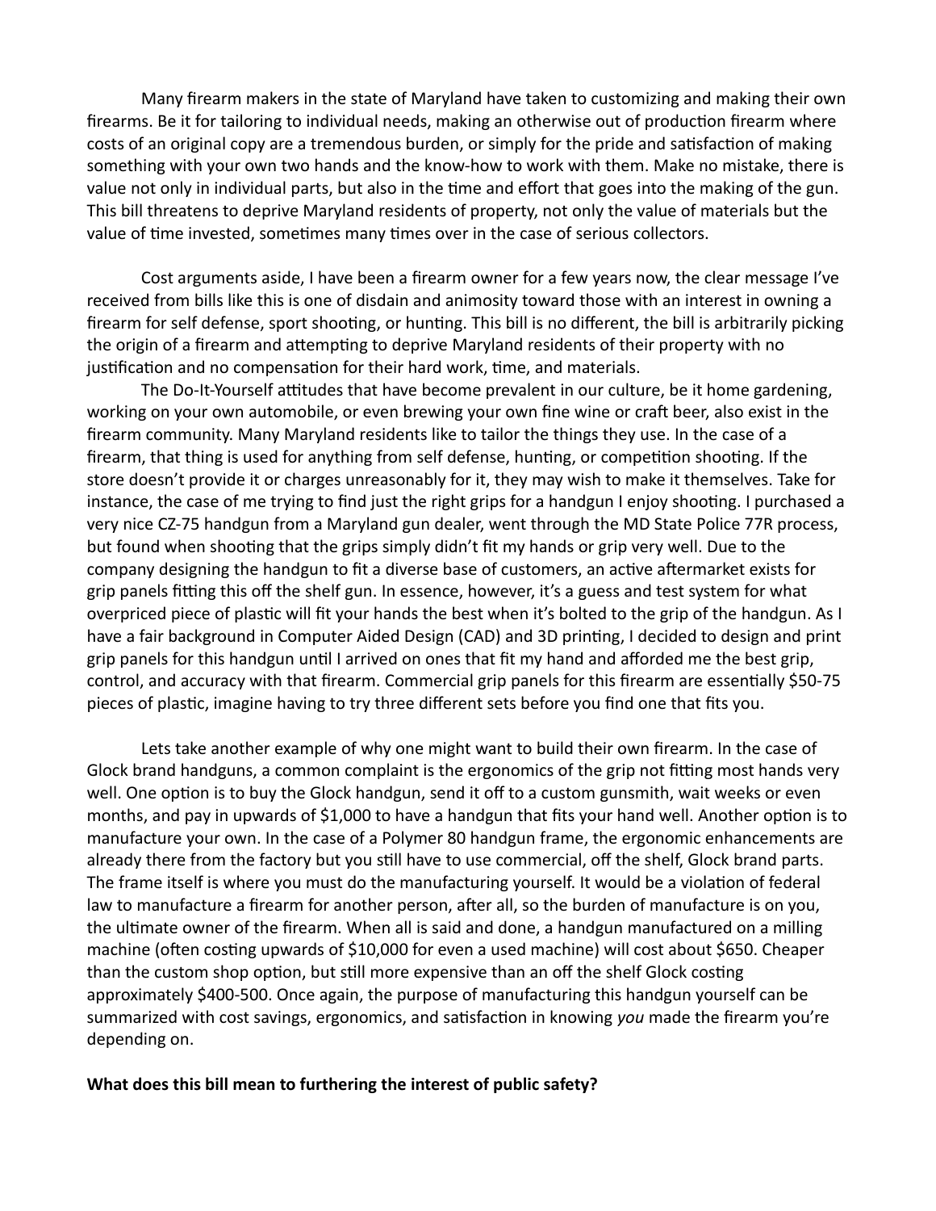Many firearm makers in the state of Maryland have taken to customizing and making their own firearms. Be it for tailoring to individual needs, making an otherwise out of production firearm where costs of an original copy are a tremendous burden, or simply for the pride and satisfaction of making something with your own two hands and the know-how to work with them. Make no mistake, there is value not only in individual parts, but also in the time and effort that goes into the making of the gun. This bill threatens to deprive Maryland residents of property, not only the value of materials but the value of time invested, sometimes many times over in the case of serious collectors.

Cost arguments aside, I have been a firearm owner for a few years now, the clear message I've received from bills like this is one of disdain and animosity toward those with an interest in owning a firearm for self defense, sport shooting, or hunting. This bill is no different, the bill is arbitrarily picking the origin of a firearm and attempting to deprive Maryland residents of their property with no justification and no compensation for their hard work, time, and materials.

The Do-It-Yourself attitudes that have become prevalent in our culture, be it home gardening, working on your own automobile, or even brewing your own fine wine or craft beer, also exist in the firearm community. Many Maryland residents like to tailor the things they use. In the case of a firearm, that thing is used for anything from self defense, hunting, or competition shooting. If the store doesn't provide it or charges unreasonably for it, they may wish to make it themselves. Take for instance, the case of me trying to find just the right grips for a handgun I enjoy shooting. I purchased a very nice CZ-75 handgun from a Maryland gun dealer, went through the MD State Police 77R process, but found when shooting that the grips simply didn't fit my hands or grip very well. Due to the company designing the handgun to fit a diverse base of customers, an active aftermarket exists for grip panels fitting this off the shelf gun. In essence, however, it's a guess and test system for what overpriced piece of plastic will fit your hands the best when it's bolted to the grip of the handgun. As I have a fair background in Computer Aided Design (CAD) and 3D printing, I decided to design and print grip panels for this handgun until I arrived on ones that fit my hand and afforded me the best grip, control, and accuracy with that firearm. Commercial grip panels for this firearm are essentially $50-75 pieces of plastic, imagine having to try three different sets before you find one that fits you.

Lets take another example of why one might want to build their own firearm. In the case of Glock brand handguns, a common complaint is the ergonomics of the grip not fitting most hands very well. One option is to buy the Glock handgun, send it off to a custom gunsmith, wait weeks or even months, and pay in upwards of $1,000 to have a handgun that fits your hand well. Another option is to manufacture your own. In the case of a Polymer 80 handgun frame, the ergonomic enhancements are already there from the factory but you still have to use commercial, off the shelf, Glock brand parts. The frame itself is where you must do the manufacturing yourself. It would be a violation of federal law to manufacture a firearm for another person, after all, so the burden of manufacture is on you, the ultimate owner of the firearm. When all is said and done, a handgun manufactured on a milling machine (often costing upwards of $10,000 for even a used machine) will cost about $650. Cheaper than the custom shop option, but still more expensive than an off the shelf Glock costing approximately $400-500. Once again, the purpose of manufacturing this handgun yourself can be summarized with cost savings, ergonomics, and satisfaction in knowing *you* made the firearm you're depending on.

**What does this bill mean to furthering the interest of public safety?**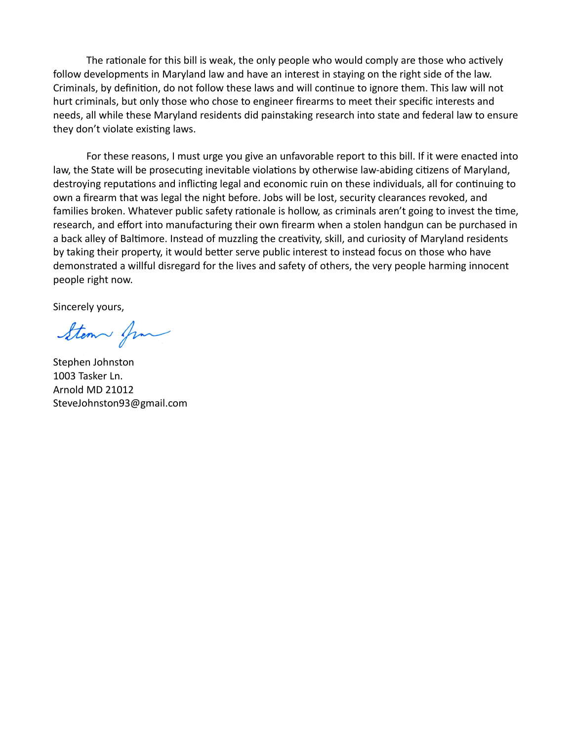The rationale for this bill is weak, the only people who would comply are those who actively follow developments in Maryland law and have an interest in staying on the right side of the law. Criminals, by definition, do not follow these laws and will continue to ignore them. This law will not hurt criminals, but only those who chose to engineer firearms to meet their specific interests and needs, all while these Maryland residents did painstaking research into state and federal law to ensure they don't violate existing laws.

For these reasons, I must urge you give an unfavorable report to this bill. If it were enacted into law, the State will be prosecuting inevitable violations by otherwise law-abiding citizens of Maryland, destroying reputations and inflicting legal and economic ruin on these individuals, all for continuing to own a firearm that was legal the night before. Jobs will be lost, security clearances revoked, and families broken. Whatever public safety rationale is hollow, as criminals aren't going to invest the time, research, and effort into manufacturing their own firearm when a stolen handgun can be purchased in a back alley of Baltimore. Instead of muzzling the creativity, skill, and curiosity of Maryland residents by taking their property, it would better serve public interest to instead focus on those who have demonstrated a willful disregard for the lives and safety of others, the very people harming innocent people right now.

Sincerely yours,

Stephen Johnston
1003 Tasker Ln.
Arnold MD 21012
SteveJohnston93@gmail.com